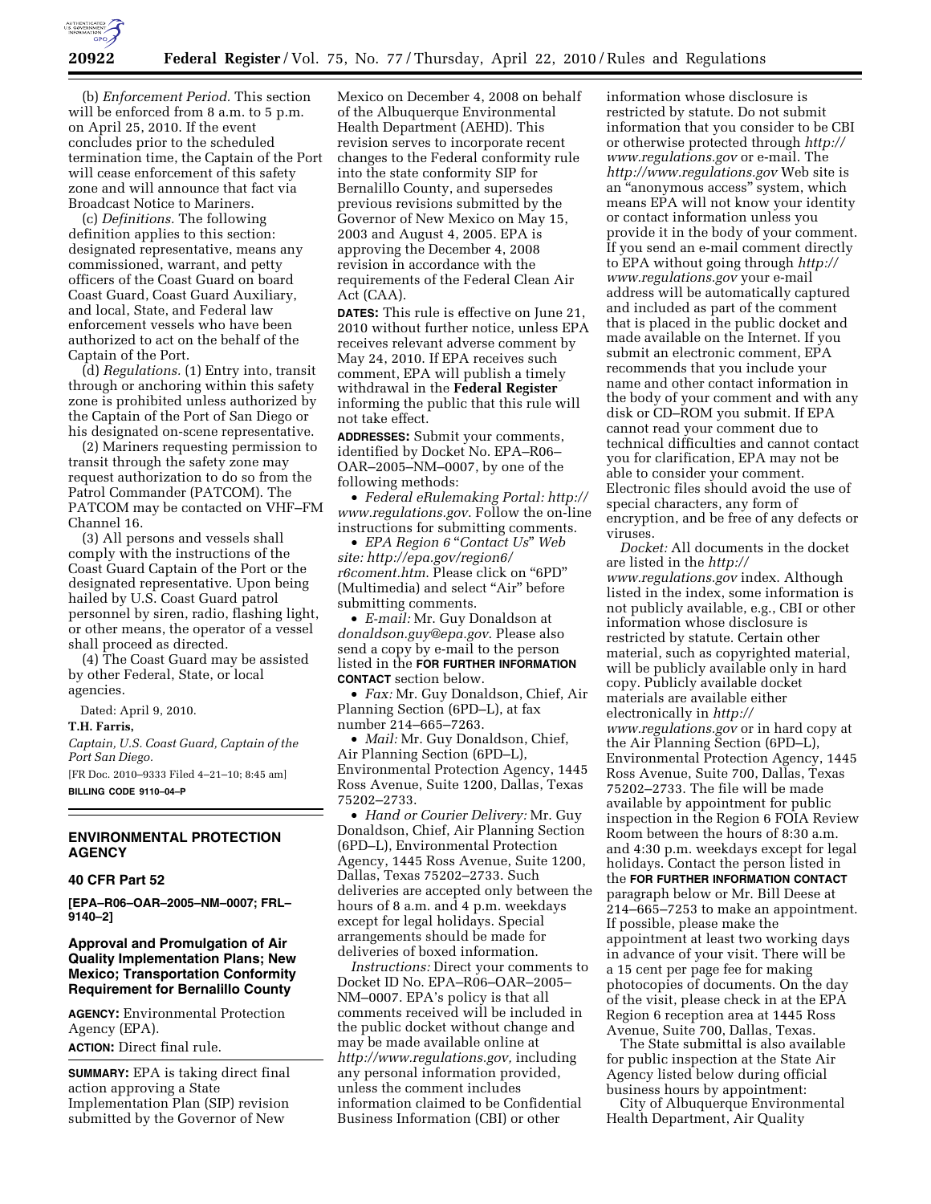(b) *Enforcement Period.* This section will be enforced from 8 a.m. to 5 p.m. on April 25, 2010. If the event concludes prior to the scheduled termination time, the Captain of the Port will cease enforcement of this safety zone and will announce that fact via Broadcast Notice to Mariners.

(c) *Definitions.* The following definition applies to this section: designated representative, means any commissioned, warrant, and petty officers of the Coast Guard on board Coast Guard, Coast Guard Auxiliary, and local, State, and Federal law enforcement vessels who have been authorized to act on the behalf of the Captain of the Port.

(d) *Regulations.* (1) Entry into, transit through or anchoring within this safety zone is prohibited unless authorized by the Captain of the Port of San Diego or his designated on-scene representative.

(2) Mariners requesting permission to transit through the safety zone may request authorization to do so from the Patrol Commander (PATCOM). The PATCOM may be contacted on VHF–FM Channel 16.

(3) All persons and vessels shall comply with the instructions of the Coast Guard Captain of the Port or the designated representative. Upon being hailed by U.S. Coast Guard patrol personnel by siren, radio, flashing light, or other means, the operator of a vessel shall proceed as directed.

(4) The Coast Guard may be assisted by other Federal, State, or local agencies.

Dated: April 9, 2010.

**T.H. Farris,**

*Captain, U.S. Coast Guard, Captain of the Port San Diego.*

[FR Doc. 2010–9333 Filed 4–21–10; 8:45 am]

**BILLING CODE 9110–04–P**

## ENVIRONMENTAL PROTECTION AGENCY

### 40 CFR Part 52

**[EPA–R06–OAR–2005–NM–0007; FRL–9140–2]**

### Approval and Promulgation of Air Quality Implementation Plans; New Mexico; Transportation Conformity Requirement for Bernalillo County

**AGENCY:** Environmental Protection Agency (EPA).

**ACTION:** Direct final rule.

**SUMMARY:** EPA is taking direct final action approving a State Implementation Plan (SIP) revision submitted by the Governor of New Mexico on December 4, 2008 on behalf of the Albuquerque Environmental Health Department (AEHD). This revision serves to incorporate recent changes to the Federal conformity rule into the state conformity SIP for Bernalillo County, and supersedes previous revisions submitted by the Governor of New Mexico on May 15, 2003 and August 4, 2005. EPA is approving the December 4, 2008 revision in accordance with the requirements of the Federal Clean Air Act (CAA).

**DATES:** This rule is effective on June 21, 2010 without further notice, unless EPA receives relevant adverse comment by May 24, 2010. If EPA receives such comment, EPA will publish a timely withdrawal in the **Federal Register** informing the public that this rule will not take effect.

**ADDRESSES:** Submit your comments, identified by Docket No. EPA–R06–OAR–2005–NM–0007, by one of the following methods:

- *Federal eRulemaking Portal: http://www.regulations.gov.* Follow the on-line instructions for submitting comments.
- *EPA Region 6 "Contact Us" Web site: http://epa.gov/region6/r6coment.htm.* Please click on "6PD" (Multimedia) and select "Air" before submitting comments.
- *E-mail:* Mr. Guy Donaldson at *donaldson.guy@epa.gov.* Please also send a copy by e-mail to the person listed in the **FOR FURTHER INFORMATION CONTACT** section below.
- *Fax:* Mr. Guy Donaldson, Chief, Air Planning Section (6PD–L), at fax number 214–665–7263.
- *Mail:* Mr. Guy Donaldson, Chief, Air Planning Section (6PD–L), Environmental Protection Agency, 1445 Ross Avenue, Suite 1200, Dallas, Texas 75202–2733.
- *Hand or Courier Delivery:* Mr. Guy Donaldson, Chief, Air Planning Section (6PD–L), Environmental Protection Agency, 1445 Ross Avenue, Suite 1200, Dallas, Texas 75202–2733. Such deliveries are accepted only between the hours of 8 a.m. and 4 p.m. weekdays except for legal holidays. Special arrangements should be made for deliveries of boxed information.

*Instructions:* Direct your comments to Docket ID No. EPA–R06–OAR–2005–NM–0007. EPA's policy is that all comments received will be included in the public docket without change and may be made available online at *http://www.regulations.gov,* including any personal information provided, unless the comment includes information claimed to be Confidential Business Information (CBI) or other information whose disclosure is restricted by statute. Do not submit information that you consider to be CBI or otherwise protected through *http://www.regulations.gov* or e-mail. The *http://www.regulations.gov* Web site is an "anonymous access" system, which means EPA will not know your identity or contact information unless you provide it in the body of your comment. If you send an e-mail comment directly to EPA without going through *http://www.regulations.gov* your e-mail address will be automatically captured and included as part of the comment that is placed in the public docket and made available on the Internet. If you submit an electronic comment, EPA recommends that you include your name and other contact information in the body of your comment and with any disk or CD–ROM you submit. If EPA cannot read your comment due to technical difficulties and cannot contact you for clarification, EPA may not be able to consider your comment. Electronic files should avoid the use of special characters, any form of encryption, and be free of any defects or viruses.

*Docket:* All documents in the docket are listed in the *http://www.regulations.gov* index. Although listed in the index, some information is not publicly available, e.g., CBI or other information whose disclosure is restricted by statute. Certain other material, such as copyrighted material, will be publicly available only in hard copy. Publicly available docket materials are available either electronically in *http://www.regulations.gov* or in hard copy at the Air Planning Section (6PD–L), Environmental Protection Agency, 1445 Ross Avenue, Suite 700, Dallas, Texas 75202–2733. The file will be made available by appointment for public inspection in the Region 6 FOIA Review Room between the hours of 8:30 a.m. and 4:30 p.m. weekdays except for legal holidays. Contact the person listed in the **FOR FURTHER INFORMATION CONTACT** paragraph below or Mr. Bill Deese at 214–665–7253 to make an appointment. If possible, please make the appointment at least two working days in advance of your visit. There will be a 15 cent per page fee for making photocopies of documents. On the day of the visit, please check in at the EPA Region 6 reception area at 1445 Ross Avenue, Suite 700, Dallas, Texas.

The State submittal is also available for public inspection at the State Air Agency listed below during official business hours by appointment:

City of Albuquerque Environmental Health Department, Air Quality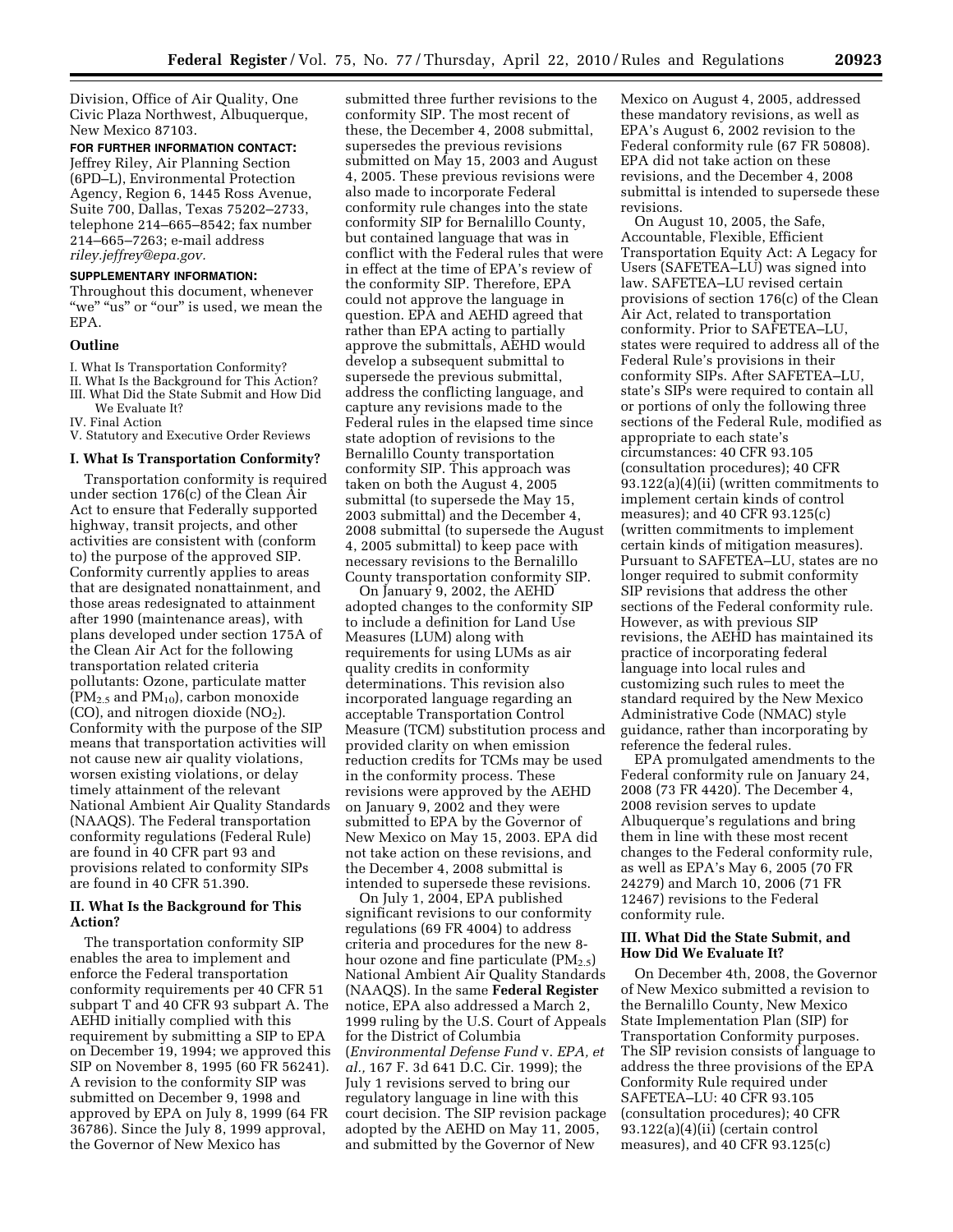Division, Office of Air Quality, One Civic Plaza Northwest, Albuquerque, New Mexico 87103.

**FOR FURTHER INFORMATION CONTACT:** Jeffrey Riley, Air Planning Section (6PD–L), Environmental Protection Agency, Region 6, 1445 Ross Avenue, Suite 700, Dallas, Texas 75202–2733, telephone 214–665–8542; fax number 214–665–7263; e-mail address *riley.jeffrey@epa.gov.*

**SUPPLEMENTARY INFORMATION:**

Throughout this document, whenever "we" "us" or "our" is used, we mean the EPA.

## Outline

I. What Is Transportation Conformity?
II. What Is the Background for This Action?
III. What Did the State Submit and How Did We Evaluate It?
IV. Final Action
V. Statutory and Executive Order Reviews

## I. What Is Transportation Conformity?

Transportation conformity is required under section 176(c) of the Clean Air Act to ensure that Federally supported highway, transit projects, and other activities are consistent with (conform to) the purpose of the approved SIP. Conformity currently applies to areas that are designated nonattainment, and those areas redesignated to attainment after 1990 (maintenance areas), with plans developed under section 175A of the Clean Air Act for the following transportation related criteria pollutants: Ozone, particulate matter ($PM_{2.5}$ and $PM_{10}$), carbon monoxide (CO), and nitrogen dioxide ($NO_2$). Conformity with the purpose of the SIP means that transportation activities will not cause new air quality violations, worsen existing violations, or delay timely attainment of the relevant National Ambient Air Quality Standards (NAAQS). The Federal transportation conformity regulations (Federal Rule) are found in 40 CFR part 93 and provisions related to conformity SIPs are found in 40 CFR 51.390.

## II. What Is the Background for This Action?

The transportation conformity SIP enables the area to implement and enforce the Federal transportation conformity requirements per 40 CFR 51 subpart T and 40 CFR 93 subpart A. The AEHD initially complied with this requirement by submitting a SIP to EPA on December 19, 1994; we approved this SIP on November 8, 1995 (60 FR 56241). A revision to the conformity SIP was submitted on December 9, 1998 and approved by EPA on July 8, 1999 (64 FR 36786). Since the July 8, 1999 approval, the Governor of New Mexico has submitted three further revisions to the conformity SIP. The most recent of these, the December 4, 2008 submittal, supersedes the previous revisions submitted on May 15, 2003 and August 4, 2005. These previous revisions were also made to incorporate Federal conformity rule changes into the state conformity SIP for Bernalillo County, but contained language that was in conflict with the Federal rules that were in effect at the time of EPA's review of the conformity SIP. Therefore, EPA could not approve the language in question. EPA and AEHD agreed that rather than EPA acting to partially approve the submittals, AEHD would develop a subsequent submittal to supersede the previous submittal, address the conflicting language, and capture any revisions made to the Federal rules in the elapsed time since state adoption of revisions to the Bernalillo County transportation conformity SIP. This approach was taken on both the August 4, 2005 submittal (to supersede the May 15, 2003 submittal) and the December 4, 2008 submittal (to supersede the August 4, 2005 submittal) to keep pace with necessary revisions to the Bernalillo County transportation conformity SIP.

On January 9, 2002, the AEHD adopted changes to the conformity SIP to include a definition for Land Use Measures (LUM) along with requirements for using LUMs as air quality credits in conformity determinations. This revision also incorporated language regarding an acceptable Transportation Control Measure (TCM) substitution process and provided clarity on when emission reduction credits for TCMs may be used in the conformity process. These revisions were approved by the AEHD on January 9, 2002 and they were submitted to EPA by the Governor of New Mexico on May 15, 2003. EPA did not take action on these revisions, and the December 4, 2008 submittal is intended to supersede these revisions.

On July 1, 2004, EPA published significant revisions to our conformity regulations (69 FR 4004) to address criteria and procedures for the new 8-hour ozone and fine particulate ($PM_{2.5}$) National Ambient Air Quality Standards (NAAQS). In the same **Federal Register** notice, EPA also addressed a March 2, 1999 ruling by the U.S. Court of Appeals for the District of Columbia (*Environmental Defense Fund* v. *EPA, et al.,* 167 F. 3d 641 D.C. Cir. 1999); the July 1 revisions served to bring our regulatory language in line with this court decision. The SIP revision package adopted by the AEHD on May 11, 2005, and submitted by the Governor of New Mexico on August 4, 2005, addressed these mandatory revisions, as well as EPA's August 6, 2002 revision to the Federal conformity rule (67 FR 50808). EPA did not take action on these revisions, and the December 4, 2008 submittal is intended to supersede these revisions.

On August 10, 2005, the Safe, Accountable, Flexible, Efficient Transportation Equity Act: A Legacy for Users (SAFETEA–LU) was signed into law. SAFETEA–LU revised certain provisions of section 176(c) of the Clean Air Act, related to transportation conformity. Prior to SAFETEA–LU, states were required to address all of the Federal Rule's provisions in their conformity SIPs. After SAFETEA–LU, state's SIPs were required to contain all or portions of only the following three sections of the Federal Rule, modified as appropriate to each state's circumstances: 40 CFR 93.105 (consultation procedures); 40 CFR 93.122(a)(4)(ii) (written commitments to implement certain kinds of control measures); and 40 CFR 93.125(c) (written commitments to implement certain kinds of mitigation measures). Pursuant to SAFETEA–LU, states are no longer required to submit conformity SIP revisions that address the other sections of the Federal conformity rule. However, as with previous SIP revisions, the AEHD has maintained its practice of incorporating federal language into local rules and customizing such rules to meet the standard required by the New Mexico Administrative Code (NMAC) style guidance, rather than incorporating by reference the federal rules.

EPA promulgated amendments to the Federal conformity rule on January 24, 2008 (73 FR 4420). The December 4, 2008 revision serves to update Albuquerque's regulations and bring them in line with these most recent changes to the Federal conformity rule, as well as EPA's May 6, 2005 (70 FR 24279) and March 10, 2006 (71 FR 12467) revisions to the Federal conformity rule.

## III. What Did the State Submit, and How Did We Evaluate It?

On December 4th, 2008, the Governor of New Mexico submitted a revision to the Bernalillo County, New Mexico State Implementation Plan (SIP) for Transportation Conformity purposes. The SIP revision consists of language to address the three provisions of the EPA Conformity Rule required under SAFETEA–LU: 40 CFR 93.105 (consultation procedures); 40 CFR 93.122(a)(4)(ii) (certain control measures), and 40 CFR 93.125(c)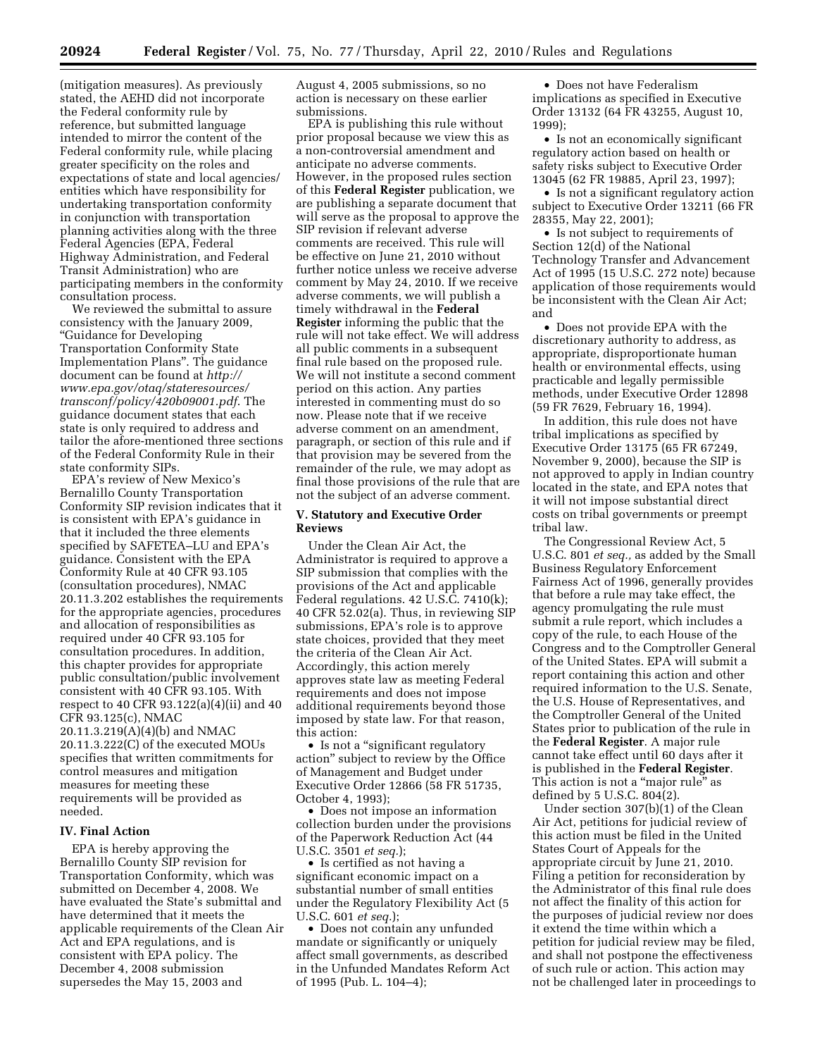(mitigation measures). As previously stated, the AEHD did not incorporate the Federal conformity rule by reference, but submitted language intended to mirror the content of the Federal conformity rule, while placing greater specificity on the roles and expectations of state and local agencies/entities which have responsibility for undertaking transportation conformity in conjunction with transportation planning activities along with the three Federal Agencies (EPA, Federal Highway Administration, and Federal Transit Administration) who are participating members in the conformity consultation process.

We reviewed the submittal to assure consistency with the January 2009, "Guidance for Developing Transportation Conformity State Implementation Plans". The guidance document can be found at *http://www.epa.gov/otaq/stateresources/transconf/policy/420b09001.pdf*. The guidance document states that each state is only required to address and tailor the afore-mentioned three sections of the Federal Conformity Rule in their state conformity SIPs.

EPA's review of New Mexico's Bernalillo County Transportation Conformity SIP revision indicates that it is consistent with EPA's guidance in that it included the three elements specified by SAFETEA–LU and EPA's guidance. Consistent with the EPA Conformity Rule at 40 CFR 93.105 (consultation procedures), NMAC 20.11.3.202 establishes the requirements for the appropriate agencies, procedures and allocation of responsibilities as required under 40 CFR 93.105 for consultation procedures. In addition, this chapter provides for appropriate public consultation/public involvement consistent with 40 CFR 93.105. With respect to 40 CFR 93.122(a)(4)(ii) and 40 CFR 93.125(c), NMAC 20.11.3.219(A)(4)(b) and NMAC 20.11.3.222(C) of the executed MOUs specifies that written commitments for control measures and mitigation measures for meeting these requirements will be provided as needed.

### IV. Final Action

EPA is hereby approving the Bernalillo County SIP revision for Transportation Conformity, which was submitted on December 4, 2008. We have evaluated the State's submittal and have determined that it meets the applicable requirements of the Clean Air Act and EPA regulations, and is consistent with EPA policy. The December 4, 2008 submission supersedes the May 15, 2003 and August 4, 2005 submissions, so no action is necessary on these earlier submissions.

EPA is publishing this rule without prior proposal because we view this as a non-controversial amendment and anticipate no adverse comments. However, in the proposed rules section of this **Federal Register** publication, we are publishing a separate document that will serve as the proposal to approve the SIP revision if relevant adverse comments are received. This rule will be effective on June 21, 2010 without further notice unless we receive adverse comment by May 24, 2010. If we receive adverse comments, we will publish a timely withdrawal in the **Federal Register** informing the public that the rule will not take effect. We will address all public comments in a subsequent final rule based on the proposed rule. We will not institute a second comment period on this action. Any parties interested in commenting must do so now. Please note that if we receive adverse comment on an amendment, paragraph, or section of this rule and if that provision may be severed from the remainder of the rule, we may adopt as final those provisions of the rule that are not the subject of an adverse comment.

### V. Statutory and Executive Order Reviews

Under the Clean Air Act, the Administrator is required to approve a SIP submission that complies with the provisions of the Act and applicable Federal regulations. 42 U.S.C. 7410(k); 40 CFR 52.02(a). Thus, in reviewing SIP submissions, EPA's role is to approve state choices, provided that they meet the criteria of the Clean Air Act. Accordingly, this action merely approves state law as meeting Federal requirements and does not impose additional requirements beyond those imposed by state law. For that reason, this action:

- Is not a "significant regulatory action" subject to review by the Office of Management and Budget under Executive Order 12866 (58 FR 51735, October 4, 1993);
- Does not impose an information collection burden under the provisions of the Paperwork Reduction Act (44 U.S.C. 3501 *et seq.*);
- Is certified as not having a significant economic impact on a substantial number of small entities under the Regulatory Flexibility Act (5 U.S.C. 601 *et seq.*);
- Does not contain any unfunded mandate or significantly or uniquely affect small governments, as described in the Unfunded Mandates Reform Act of 1995 (Pub. L. 104–4);
- Does not have Federalism implications as specified in Executive Order 13132 (64 FR 43255, August 10, 1999);
- Is not an economically significant regulatory action based on health or safety risks subject to Executive Order 13045 (62 FR 19885, April 23, 1997);
- Is not a significant regulatory action subject to Executive Order 13211 (66 FR 28355, May 22, 2001);
- Is not subject to requirements of Section 12(d) of the National Technology Transfer and Advancement Act of 1995 (15 U.S.C. 272 note) because application of those requirements would be inconsistent with the Clean Air Act; and
- Does not provide EPA with the discretionary authority to address, as appropriate, disproportionate human health or environmental effects, using practicable and legally permissible methods, under Executive Order 12898 (59 FR 7629, February 16, 1994).

In addition, this rule does not have tribal implications as specified by Executive Order 13175 (65 FR 67249, November 9, 2000), because the SIP is not approved to apply in Indian country located in the state, and EPA notes that it will not impose substantial direct costs on tribal governments or preempt tribal law.

The Congressional Review Act, 5 U.S.C. 801 *et seq.,* as added by the Small Business Regulatory Enforcement Fairness Act of 1996, generally provides that before a rule may take effect, the agency promulgating the rule must submit a rule report, which includes a copy of the rule, to each House of the Congress and to the Comptroller General of the United States. EPA will submit a report containing this action and other required information to the U.S. Senate, the U.S. House of Representatives, and the Comptroller General of the United States prior to publication of the rule in the **Federal Register**. A major rule cannot take effect until 60 days after it is published in the **Federal Register**. This action is not a "major rule" as defined by 5 U.S.C. 804(2).

Under section 307(b)(1) of the Clean Air Act, petitions for judicial review of this action must be filed in the United States Court of Appeals for the appropriate circuit by June 21, 2010. Filing a petition for reconsideration by the Administrator of this final rule does not affect the finality of this action for the purposes of judicial review nor does it extend the time within which a petition for judicial review may be filed, and shall not postpone the effectiveness of such rule or action. This action may not be challenged later in proceedings to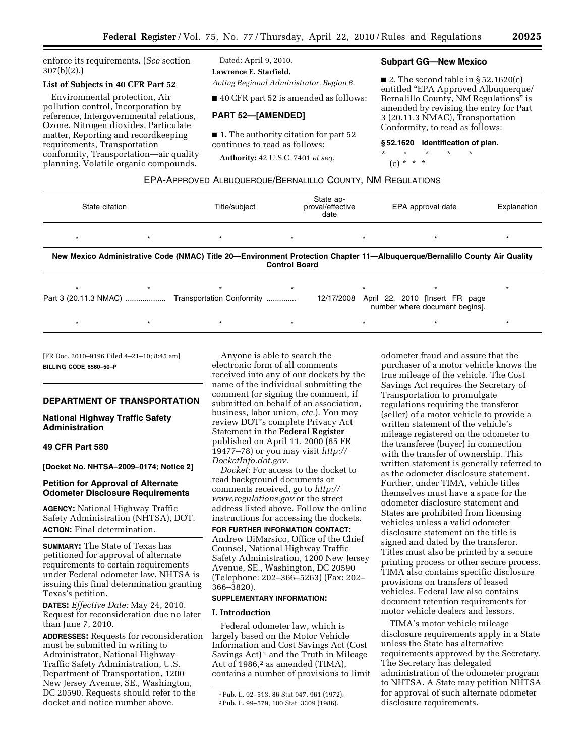enforce its requirements. (*See* section 307(b)(2).)

**List of Subjects in 40 CFR Part 52**

Environmental protection, Air pollution control, Incorporation by reference, Intergovernmental relations, Ozone, Nitrogen dioxides, Particulate matter, Reporting and recordkeeping requirements, Transportation conformity, Transportation—air quality planning, Volatile organic compounds.

Dated: April 9, 2010.

**Lawrence E. Starfield,**

*Acting Regional Administrator, Region 6.*

■ 40 CFR part 52 is amended as follows:

## PART 52—[AMENDED]

■ 1. The authority citation for part 52 continues to read as follows:

**Authority:** 42 U.S.C. 7401 *et seq.*

### Subpart GG—New Mexico

■ 2. The second table in § 52.1620(c) entitled "EPA Approved Albuquerque/Bernalillo County, NM Regulations" is amended by revising the entry for Part 3 (20.11.3 NMAC), Transportation Conformity, to read as follows:

**§ 52.1620 Identification of plan.**

\* \* \* \* \*

(c) * * *

EPA-APPROVED ALBUQUERQUE/BERNALILLO COUNTY, NM REGULATIONS

| State citation | Title/subject | State approval/effective date | EPA approval date | Explanation |
|---|---|---|---|---|
| * * | * | * * | * | * |
| **New Mexico Administrative Code (NMAC) Title 20—Environment Protection Chapter 11—Albuquerque/Bernalillo County Air Quality Control Board** | | | | |
| * * | * | * * | * | * |
| Part 3 (20.11.3 NMAC) .................. | Transportation Conformity ............. | 12/17/2008 | April 22, 2010 [Insert FR page number where document begins]. | |
| * * | * | * * | * | * |

[FR Doc. 2010–9196 Filed 4–21–10; 8:45 am]

**BILLING CODE 6560–50–P**

## DEPARTMENT OF TRANSPORTATION

### National Highway Traffic Safety Administration

### 49 CFR Part 580

**[Docket No. NHTSA–2009–0174; Notice 2]**

### Petition for Approval of Alternate Odometer Disclosure Requirements

**AGENCY:** National Highway Traffic Safety Administration (NHTSA), DOT.

**ACTION:** Final determination.

**SUMMARY:** The State of Texas has petitioned for approval of alternate requirements to certain requirements under Federal odometer law. NHTSA is issuing this final determination granting Texas's petition.

**DATES:** *Effective Date:* May 24, 2010. Request for reconsideration due no later than June 7, 2010.

**ADDRESSES:** Requests for reconsideration must be submitted in writing to Administrator, National Highway Traffic Safety Administration, U.S. Department of Transportation, 1200 New Jersey Avenue, SE., Washington, DC 20590. Requests should refer to the docket and notice number above.

Anyone is able to search the electronic form of all comments received into any of our dockets by the name of the individual submitting the comment (or signing the comment, if submitted on behalf of an association, business, labor union, *etc.*). You may review DOT's complete Privacy Act Statement in the **Federal Register** published on April 11, 2000 (65 FR 19477–78) or you may visit *http://DocketInfo.dot.gov.*

*Docket:* For access to the docket to read background documents or comments received, go to *http://www.regulations.gov* or the street address listed above. Follow the online instructions for accessing the dockets.

**FOR FURTHER INFORMATION CONTACT:** Andrew DiMarsico, Office of the Chief Counsel, National Highway Traffic Safety Administration, 1200 New Jersey Avenue, SE., Washington, DC 20590 (Telephone: 202–366–5263) (Fax: 202–366–3820).

**SUPPLEMENTARY INFORMATION:**

**I. Introduction**

Federal odometer law, which is largely based on the Motor Vehicle Information and Cost Savings Act (Cost Savings Act) [1] and the Truth in Mileage Act of 1986,[2] as amended (TIMA), contains a number of provisions to limit odometer fraud and assure that the purchaser of a motor vehicle knows the true mileage of the vehicle. The Cost Savings Act requires the Secretary of Transportation to promulgate regulations requiring the transferor (seller) of a motor vehicle to provide a written statement of the vehicle's mileage registered on the odometer to the transferee (buyer) in connection with the transfer of ownership. This written statement is generally referred to as the odometer disclosure statement. Further, under TIMA, vehicle titles themselves must have a space for the odometer disclosure statement and States are prohibited from licensing vehicles unless a valid odometer disclosure statement on the title is signed and dated by the transferor. Titles must also be printed by a secure printing process or other secure process. TIMA also contains specific disclosure provisions on transfers of leased vehicles. Federal law also contains document retention requirements for motor vehicle dealers and lessors.

TIMA's motor vehicle mileage disclosure requirements apply in a State unless the State has alternative requirements approved by the Secretary. The Secretary has delegated administration of the odometer program to NHTSA. A State may petition NHTSA for approval of such alternate odometer disclosure requirements.

[1] Pub. L. 92–513, 86 Stat 947, 961 (1972).

[2] Pub. L. 99–579, 100 Stat. 3309 (1986).